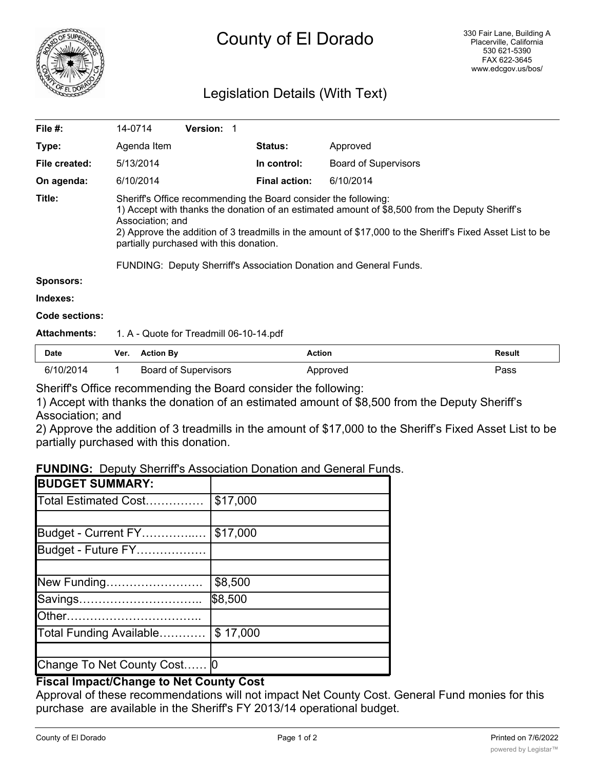# County of El Dorado

330 Fair Lane, Building A
Placerville, California
530 621-5390
FAX 622-3645
www.edcgov.us/bos/

## Legislation Details (With Text)

| | | | | |
|---|---|---|---|---|
| **File #:** | 14-0714 | **Version:** 1 | | |
| **Type:** | Agenda Item | | **Status:** | Approved |
| **File created:** | 5/13/2014 | | **In control:** | Board of Supervisors |
| **On agenda:** | 6/10/2014 | | **Final action:** | 6/10/2014 |

**Title:** Sheriff's Office recommending the Board consider the following:
1) Accept with thanks the donation of an estimated amount of $8,500 from the Deputy Sheriff's Association; and
2) Approve the addition of 3 treadmills in the amount of $17,000 to the Sheriff's Fixed Asset List to be partially purchased with this donation.

FUNDING: Deputy Sherriff's Association Donation and General Funds.

**Sponsors:**

**Indexes:**

**Code sections:**

**Attachments:** 1. A - Quote for Treadmill 06-10-14.pdf

| Date | Ver. | Action By | Action | Result |
|---|---|---|---|---|
| 6/10/2014 | 1 | Board of Supervisors | Approved | Pass |

Sheriff's Office recommending the Board consider the following:
1) Accept with thanks the donation of an estimated amount of $8,500 from the Deputy Sheriff's Association; and
2) Approve the addition of 3 treadmills in the amount of $17,000 to the Sheriff's Fixed Asset List to be partially purchased with this donation.

**FUNDING:** Deputy Sherriff's Association Donation and General Funds.

| **BUDGET SUMMARY:** | |
|---|---|
| Total Estimated Cost…………… | $17,000 |
| | |
| Budget - Current FY…………..… | $17,000 |
| Budget - Future FY……………… | |
| | |
| New Funding……………………. | $8,500 |
| Savings………………………….. | $8,500 |
| Other…………………………….. | |
| Total Funding Available………… | $ 17,000 |
| | |
| Change To Net County Cost…… | 0 |

**Fiscal Impact/Change to Net County Cost**

Approval of these recommendations will not impact Net County Cost. General Fund monies for this purchase are available in the Sheriff's FY 2013/14 operational budget.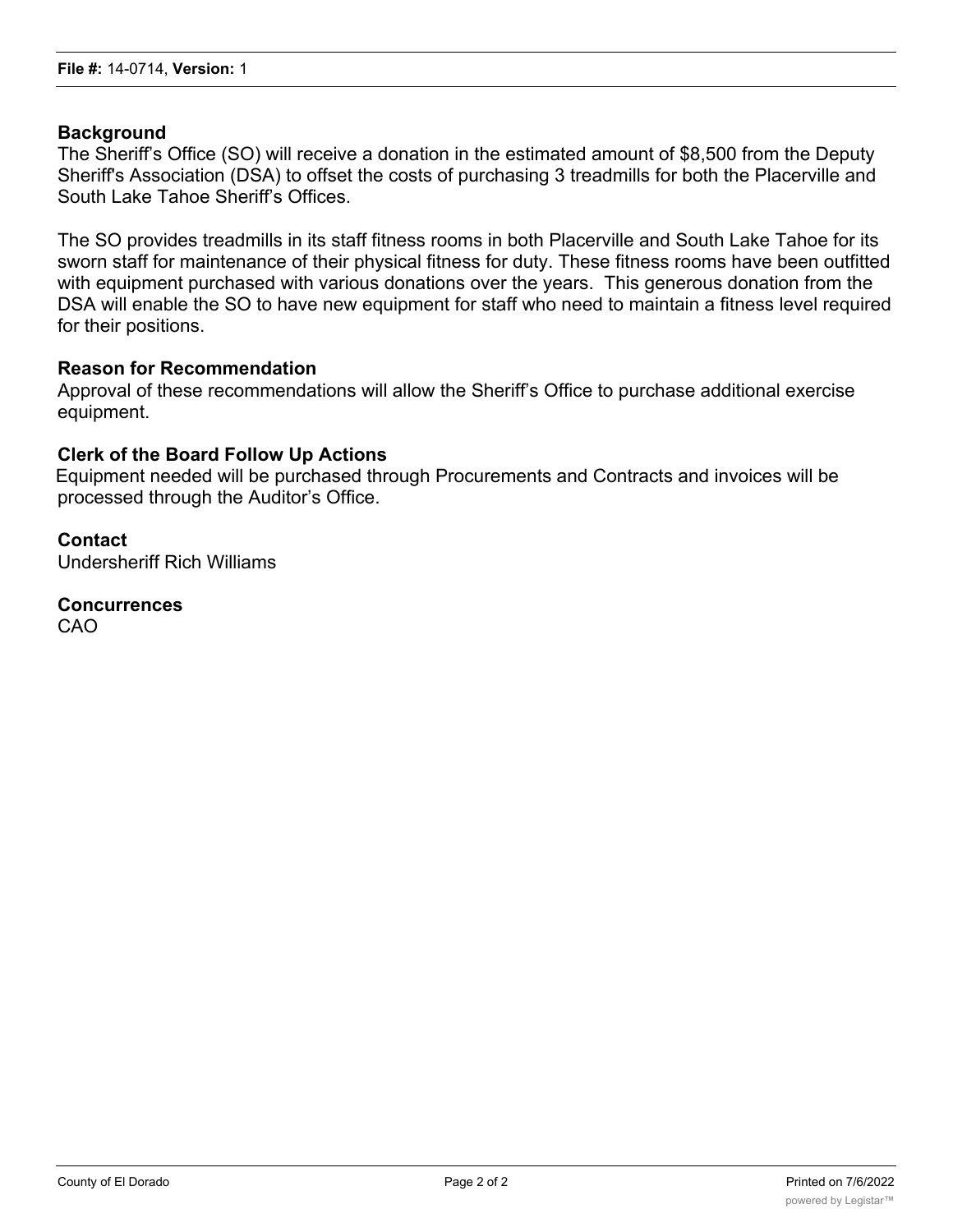## Background

The Sheriff's Office (SO) will receive a donation in the estimated amount of $8,500 from the Deputy Sheriff's Association (DSA) to offset the costs of purchasing 3 treadmills for both the Placerville and South Lake Tahoe Sheriff's Offices.

The SO provides treadmills in its staff fitness rooms in both Placerville and South Lake Tahoe for its sworn staff for maintenance of their physical fitness for duty. These fitness rooms have been outfitted with equipment purchased with various donations over the years. This generous donation from the DSA will enable the SO to have new equipment for staff who need to maintain a fitness level required for their positions.

## Reason for Recommendation

Approval of these recommendations will allow the Sheriff's Office to purchase additional exercise equipment.

## Clerk of the Board Follow Up Actions

Equipment needed will be purchased through Procurements and Contracts and invoices will be processed through the Auditor's Office.

## Contact

Undersheriff Rich Williams

## Concurrences

CAO